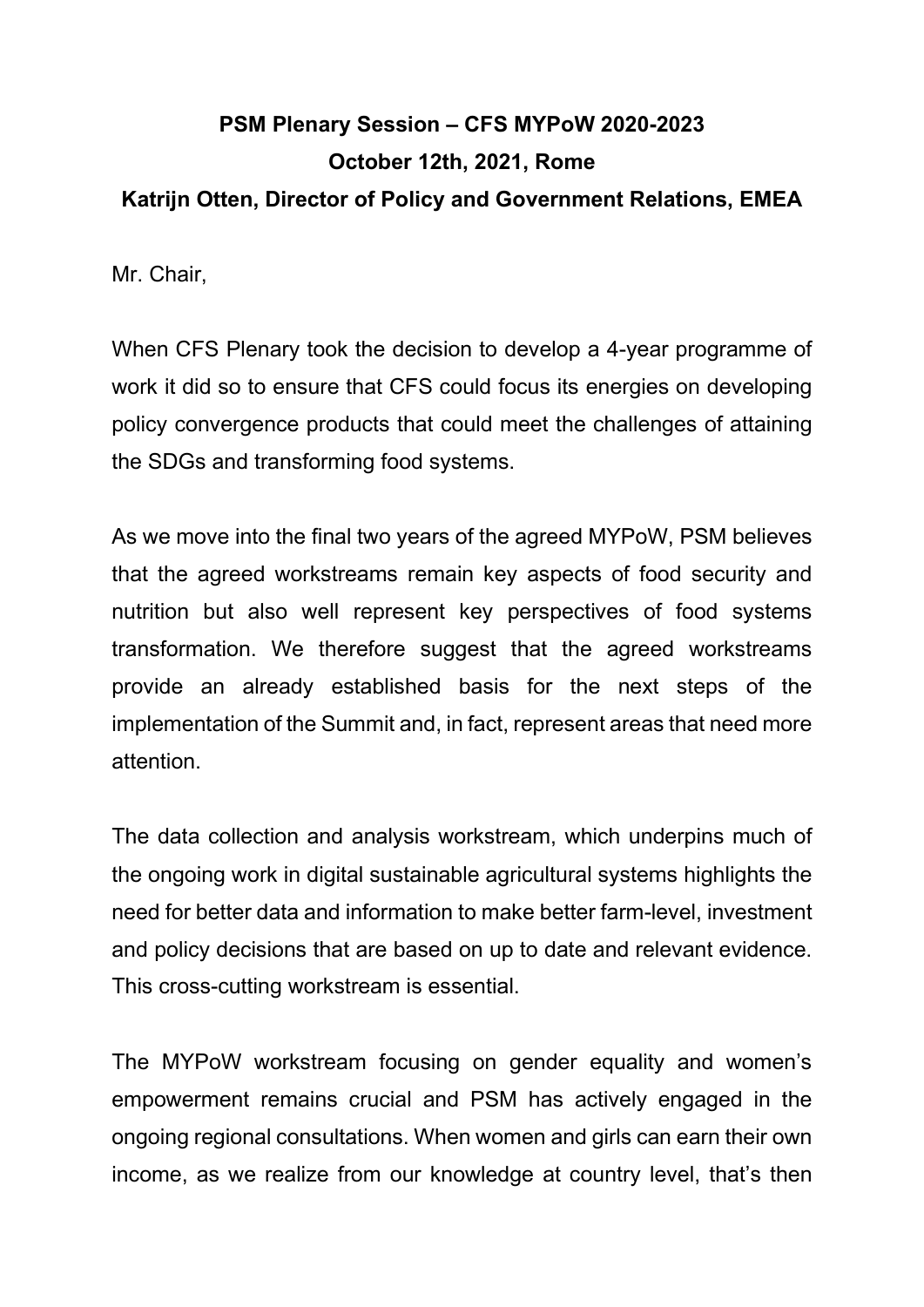**PSM Plenary Session – CFS MYPoW 2020-2023**

**October 12th, 2021, Rome**

**Katrijn Otten, Director of Policy and Government Relations, EMEA**

Mr. Chair,

When CFS Plenary took the decision to develop a 4-year programme of work it did so to ensure that CFS could focus its energies on developing policy convergence products that could meet the challenges of attaining the SDGs and transforming food systems.

As we move into the final two years of the agreed MYPoW, PSM believes that the agreed workstreams remain key aspects of food security and nutrition but also well represent key perspectives of food systems transformation. We therefore suggest that the agreed workstreams provide an already established basis for the next steps of the implementation of the Summit and, in fact, represent areas that need more attention.

The data collection and analysis workstream, which underpins much of the ongoing work in digital sustainable agricultural systems highlights the need for better data and information to make better farm-level, investment and policy decisions that are based on up to date and relevant evidence. This cross-cutting workstream is essential.

The MYPoW workstream focusing on gender equality and women's empowerment remains crucial and PSM has actively engaged in the ongoing regional consultations. When women and girls can earn their own income, as we realize from our knowledge at country level, that's then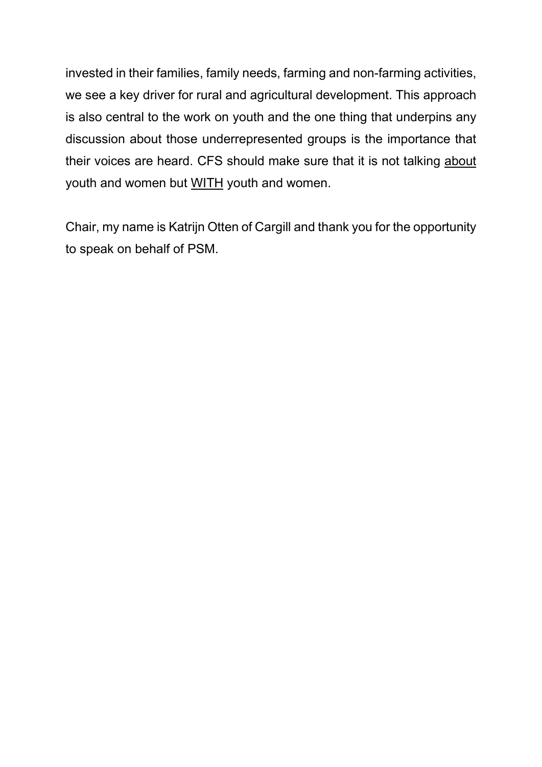invested in their families, family needs, farming and non-farming activities, we see a key driver for rural and agricultural development. This approach is also central to the work on youth and the one thing that underpins any discussion about those underrepresented groups is the importance that their voices are heard. CFS should make sure that it is not talking <u>about</u> youth and women but <u>WITH</u> youth and women.

Chair, my name is Katrijn Otten of Cargill and thank you for the opportunity to speak on behalf of PSM.